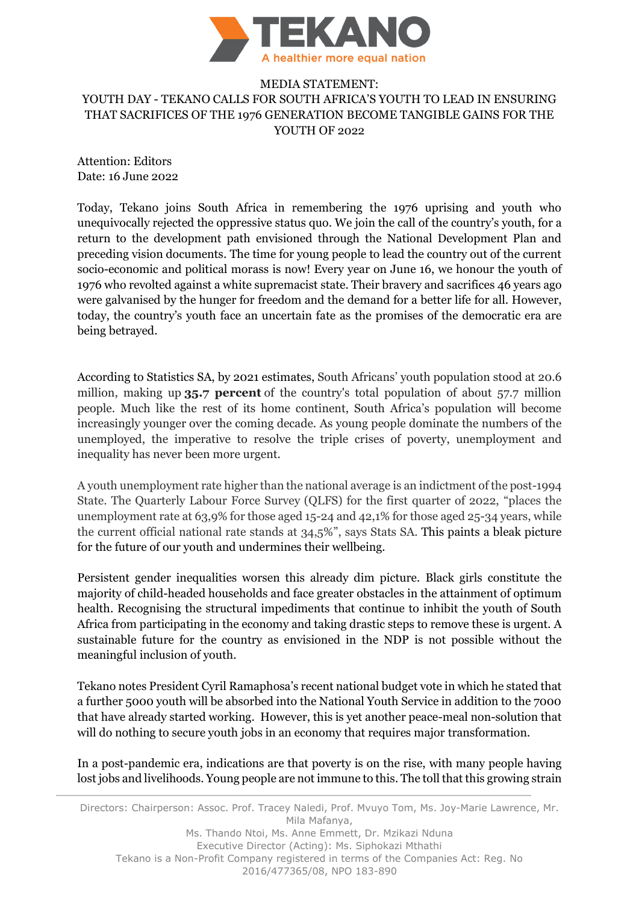TEKANO

A healthier more equal nation

MEDIA STATEMENT:
YOUTH DAY - TEKANO CALLS FOR SOUTH AFRICA'S YOUTH TO LEAD IN ENSURING THAT SACRIFICES OF THE 1976 GENERATION BECOME TANGIBLE GAINS FOR THE YOUTH OF 2022

Attention: Editors
Date: 16 June 2022

Today, Tekano joins South Africa in remembering the 1976 uprising and youth who unequivocally rejected the oppressive status quo. We join the call of the country's youth, for a return to the development path envisioned through the National Development Plan and preceding vision documents. The time for young people to lead the country out of the current socio-economic and political morass is now! Every year on June 16, we honour the youth of 1976 who revolted against a white supremacist state. Their bravery and sacrifices 46 years ago were galvanised by the hunger for freedom and the demand for a better life for all. However, today, the country's youth face an uncertain fate as the promises of the democratic era are being betrayed.

According to Statistics SA, by 2021 estimates, South Africans' youth population stood at 20.6 million, making up **35.7 percent** of the country's total population of about 57.7 million people. Much like the rest of its home continent, South Africa's population will become increasingly younger over the coming decade. As young people dominate the numbers of the unemployed, the imperative to resolve the triple crises of poverty, unemployment and inequality has never been more urgent.

A youth unemployment rate higher than the national average is an indictment of the post-1994 State. The Quarterly Labour Force Survey (QLFS) for the first quarter of 2022, "places the unemployment rate at 63,9% for those aged 15-24 and 42,1% for those aged 25-34 years, while the current official national rate stands at 34,5%", says Stats SA. This paints a bleak picture for the future of our youth and undermines their wellbeing.

Persistent gender inequalities worsen this already dim picture. Black girls constitute the majority of child-headed households and face greater obstacles in the attainment of optimum health. Recognising the structural impediments that continue to inhibit the youth of South Africa from participating in the economy and taking drastic steps to remove these is urgent. A sustainable future for the country as envisioned in the NDP is not possible without the meaningful inclusion of youth.

Tekano notes President Cyril Ramaphosa's recent national budget vote in which he stated that a further 5000 youth will be absorbed into the National Youth Service in addition to the 7000 that have already started working. However, this is yet another peace-meal non-solution that will do nothing to secure youth jobs in an economy that requires major transformation.

In a post-pandemic era, indications are that poverty is on the rise, with many people having lost jobs and livelihoods. Young people are not immune to this. The toll that this growing strain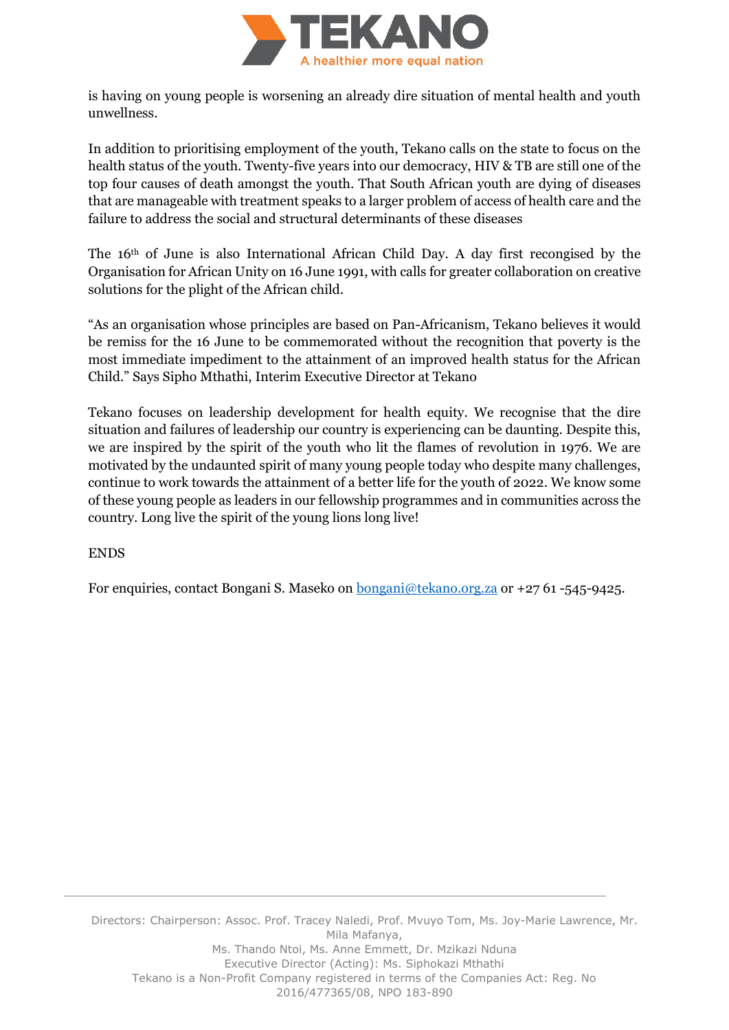is having on young people is worsening an already dire situation of mental health and youth unwellness.

In addition to prioritising employment of the youth, Tekano calls on the state to focus on the health status of the youth. Twenty-five years into our democracy, HIV & TB are still one of the top four causes of death amongst the youth. That South African youth are dying of diseases that are manageable with treatment speaks to a larger problem of access of health care and the failure to address the social and structural determinants of these diseases

The 16th of June is also International African Child Day. A day first recongised by the Organisation for African Unity on 16 June 1991, with calls for greater collaboration on creative solutions for the plight of the African child.

"As an organisation whose principles are based on Pan-Africanism, Tekano believes it would be remiss for the 16 June to be commemorated without the recognition that poverty is the most immediate impediment to the attainment of an improved health status for the African Child." Says Sipho Mthathi, Interim Executive Director at Tekano

Tekano focuses on leadership development for health equity. We recognise that the dire situation and failures of leadership our country is experiencing can be daunting. Despite this, we are inspired by the spirit of the youth who lit the flames of revolution in 1976. We are motivated by the undaunted spirit of many young people today who despite many challenges, continue to work towards the attainment of a better life for the youth of 2022. We know some of these young people as leaders in our fellowship programmes and in communities across the country. Long live the spirit of the young lions long live!

ENDS

For enquiries, contact Bongani S. Maseko on bongani@tekano.org.za or +27 61 -545-9425.